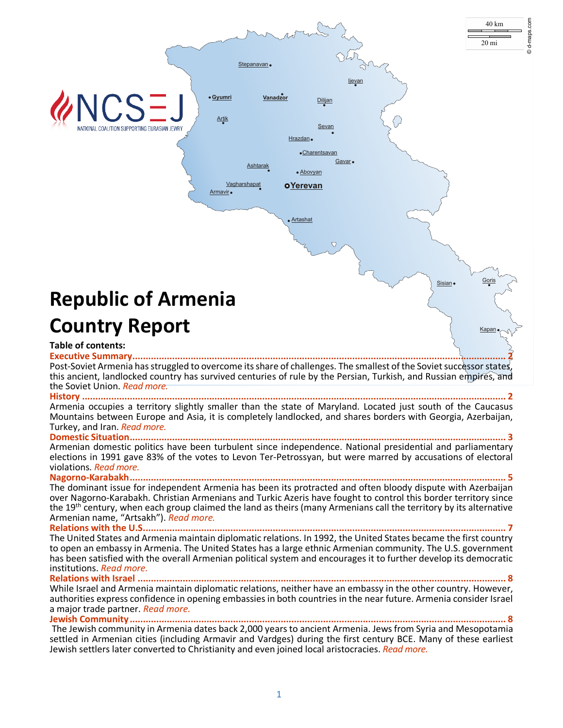# Republic of Armenia Country Report

**Table of contents:**

**Executive Summary** ........................................................................................................................... 2

Post-Soviet Armenia has struggled to overcome its share of challenges. The smallest of the Soviet successor states, this ancient, landlocked country has survived centuries of rule by the Persian, Turkish, and Russian empires, and the Soviet Union. *Read more.*

**History** ........................................................................................................................... 2

Armenia occupies a territory slightly smaller than the state of Maryland. Located just south of the Caucasus Mountains between Europe and Asia, it is completely landlocked, and shares borders with Georgia, Azerbaijan, Turkey, and Iran. *Read more.*

**Domestic Situation** ........................................................................................................................... 3

Armenian domestic politics have been turbulent since independence. National presidential and parliamentary elections in 1991 gave 83% of the votes to Levon Ter-Petrossyan, but were marred by accusations of electoral violations. *Read more.*

**Nagorno-Karabakh** ........................................................................................................................... 5

The dominant issue for independent Armenia has been its protracted and often bloody dispute with Azerbaijan over Nagorno-Karabakh. Christian Armenians and Turkic Azeris have fought to control this border territory since the 19th century, when each group claimed the land as theirs (many Armenians call the territory by its alternative Armenian name, "Artsakh"). *Read more.*

**Relations with the U.S.** ........................................................................................................................... 7

The United States and Armenia maintain diplomatic relations. In 1992, the United States became the first country to open an embassy in Armenia. The United States has a large ethnic Armenian community. The U.S. government has been satisfied with the overall Armenian political system and encourages it to further develop its democratic institutions. *Read more.*

**Relations with Israel** ........................................................................................................................... 8

While Israel and Armenia maintain diplomatic relations, neither have an embassy in the other country. However, authorities express confidence in opening embassies in both countries in the near future. Armenia consider Israel a major trade partner. *Read more.*

**Jewish Community** ........................................................................................................................... 8

The Jewish community in Armenia dates back 2,000 years to ancient Armenia. Jews from Syria and Mesopotamia settled in Armenian cities (including Armavir and Vardges) during the first century BCE. Many of these earliest Jewish settlers later converted to Christianity and even joined local aristocracies. *Read more.*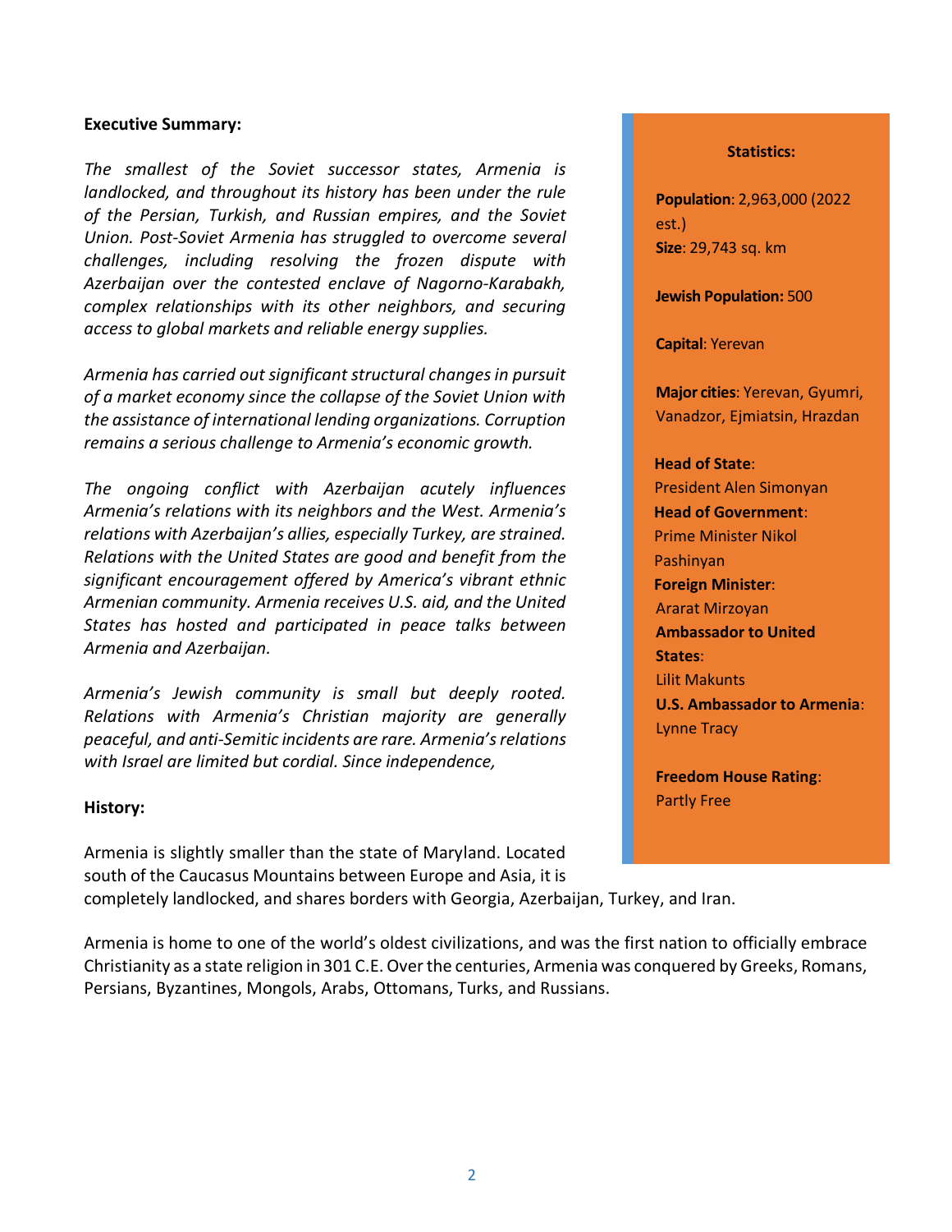**Executive Summary:**

*The smallest of the Soviet successor states, Armenia is landlocked, and throughout its history has been under the rule of the Persian, Turkish, and Russian empires, and the Soviet Union. Post-Soviet Armenia has struggled to overcome several challenges, including resolving the frozen dispute with Azerbaijan over the contested enclave of Nagorno-Karabakh, complex relationships with its other neighbors, and securing access to global markets and reliable energy supplies.*

*Armenia has carried out significant structural changes in pursuit of a market economy since the collapse of the Soviet Union with the assistance of international lending organizations. Corruption remains a serious challenge to Armenia's economic growth.*

*The ongoing conflict with Azerbaijan acutely influences Armenia's relations with its neighbors and the West. Armenia's relations with Azerbaijan's allies, especially Turkey, are strained. Relations with the United States are good and benefit from the significant encouragement offered by America's vibrant ethnic Armenian community. Armenia receives U.S. aid, and the United States has hosted and participated in peace talks between Armenia and Azerbaijan.*

*Armenia's Jewish community is small but deeply rooted. Relations with Armenia's Christian majority are generally peaceful, and anti-Semitic incidents are rare. Armenia's relations with Israel are limited but cordial. Since independence,*

**Statistics:**

**Population**: 2,963,000 (2022 est.)
**Size**: 29,743 sq. km

**Jewish Population:** 500

**Capital**: Yerevan

**Major cities**: Yerevan, Gyumri, Vanadzor, Ejmiatsin, Hrazdan

**Head of State**: President Alen Simonyan
**Head of Government**: Prime Minister Nikol Pashinyan
**Foreign Minister**: Ararat Mirzoyan
**Ambassador to United States**: Lilit Makunts
**U.S. Ambassador to Armenia**: Lynne Tracy

**Freedom House Rating**: Partly Free

**History:**

Armenia is slightly smaller than the state of Maryland. Located south of the Caucasus Mountains between Europe and Asia, it is completely landlocked, and shares borders with Georgia, Azerbaijan, Turkey, and Iran.

Armenia is home to one of the world's oldest civilizations, and was the first nation to officially embrace Christianity as a state religion in 301 C.E. Over the centuries, Armenia was conquered by Greeks, Romans, Persians, Byzantines, Mongols, Arabs, Ottomans, Turks, and Russians.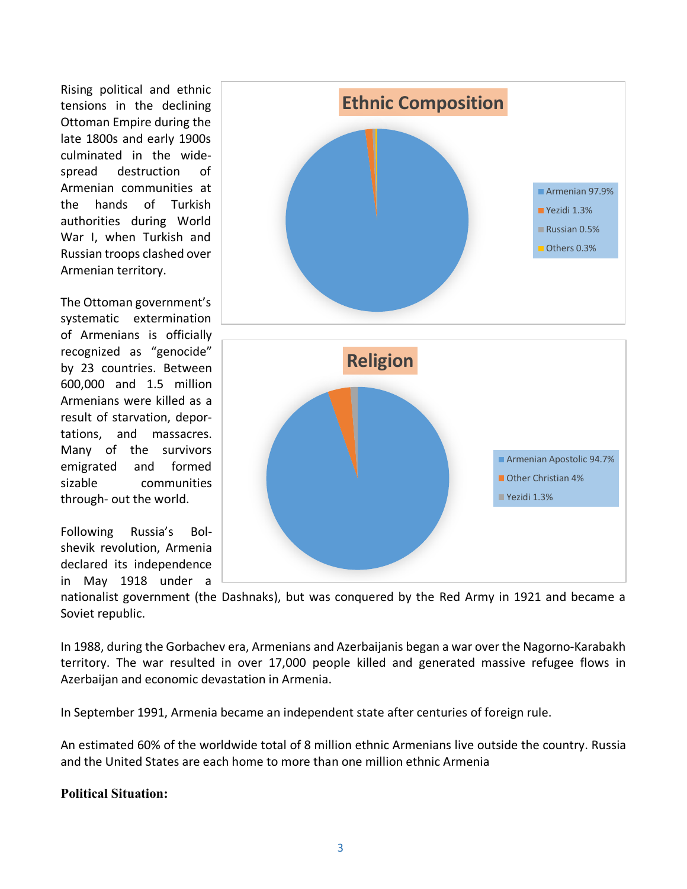Rising political and ethnic tensions in the declining Ottoman Empire during the late 1800s and early 1900s culminated in the wide-spread destruction of Armenian communities at the hands of Turkish authorities during World War I, when Turkish and Russian troops clashed over Armenian territory.

**Ethnic Composition**

- Armenian 97.9%
- Yezidi 1.3%
- Russian 0.5%
- Others 0.3%

**Religion**

- Armenian Apostolic 94.7%
- Other Christian 4%
- Yezidi 1.3%

The Ottoman government's systematic extermination of Armenians is officially recognized as "genocide" by 23 countries. Between 600,000 and 1.5 million Armenians were killed as a result of starvation, depor-tations, and massacres. Many of the survivors emigrated and formed sizable communities through- out the world.

Following Russia's Bol-shevik revolution, Armenia declared its independence in May 1918 under a nationalist government (the Dashnaks), but was conquered by the Red Army in 1921 and became a Soviet republic.

In 1988, during the Gorbachev era, Armenians and Azerbaijanis began a war over the Nagorno-Karabakh territory. The war resulted in over 17,000 people killed and generated massive refugee flows in Azerbaijan and economic devastation in Armenia.

In September 1991, Armenia became an independent state after centuries of foreign rule.

An estimated 60% of the worldwide total of 8 million ethnic Armenians live outside the country. Russia and the United States are each home to more than one million ethnic Armenia

**Political Situation:**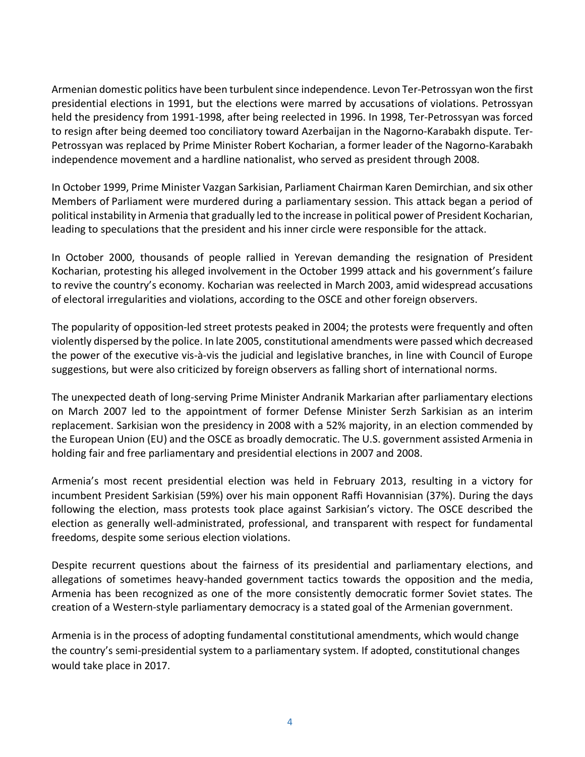Armenian domestic politics have been turbulent since independence. Levon Ter-Petrossyan won the first presidential elections in 1991, but the elections were marred by accusations of violations. Petrossyan held the presidency from 1991-1998, after being reelected in 1996. In 1998, Ter-Petrossyan was forced to resign after being deemed too conciliatory toward Azerbaijan in the Nagorno-Karabakh dispute. Ter-Petrossyan was replaced by Prime Minister Robert Kocharian, a former leader of the Nagorno-Karabakh independence movement and a hardline nationalist, who served as president through 2008.

In October 1999, Prime Minister Vazgan Sarkisian, Parliament Chairman Karen Demirchian, and six other Members of Parliament were murdered during a parliamentary session. This attack began a period of political instability in Armenia that gradually led to the increase in political power of President Kocharian, leading to speculations that the president and his inner circle were responsible for the attack.

In October 2000, thousands of people rallied in Yerevan demanding the resignation of President Kocharian, protesting his alleged involvement in the October 1999 attack and his government's failure to revive the country's economy. Kocharian was reelected in March 2003, amid widespread accusations of electoral irregularities and violations, according to the OSCE and other foreign observers.

The popularity of opposition-led street protests peaked in 2004; the protests were frequently and often violently dispersed by the police. In late 2005, constitutional amendments were passed which decreased the power of the executive vis-à-vis the judicial and legislative branches, in line with Council of Europe suggestions, but were also criticized by foreign observers as falling short of international norms.

The unexpected death of long-serving Prime Minister Andranik Markarian after parliamentary elections on March 2007 led to the appointment of former Defense Minister Serzh Sarkisian as an interim replacement. Sarkisian won the presidency in 2008 with a 52% majority, in an election commended by the European Union (EU) and the OSCE as broadly democratic. The U.S. government assisted Armenia in holding fair and free parliamentary and presidential elections in 2007 and 2008.

Armenia's most recent presidential election was held in February 2013, resulting in a victory for incumbent President Sarkisian (59%) over his main opponent Raffi Hovannisian (37%). During the days following the election, mass protests took place against Sarkisian's victory. The OSCE described the election as generally well-administrated, professional, and transparent with respect for fundamental freedoms, despite some serious election violations.

Despite recurrent questions about the fairness of its presidential and parliamentary elections, and allegations of sometimes heavy-handed government tactics towards the opposition and the media, Armenia has been recognized as one of the more consistently democratic former Soviet states. The creation of a Western-style parliamentary democracy is a stated goal of the Armenian government.

Armenia is in the process of adopting fundamental constitutional amendments, which would change the country's semi-presidential system to a parliamentary system. If adopted, constitutional changes would take place in 2017.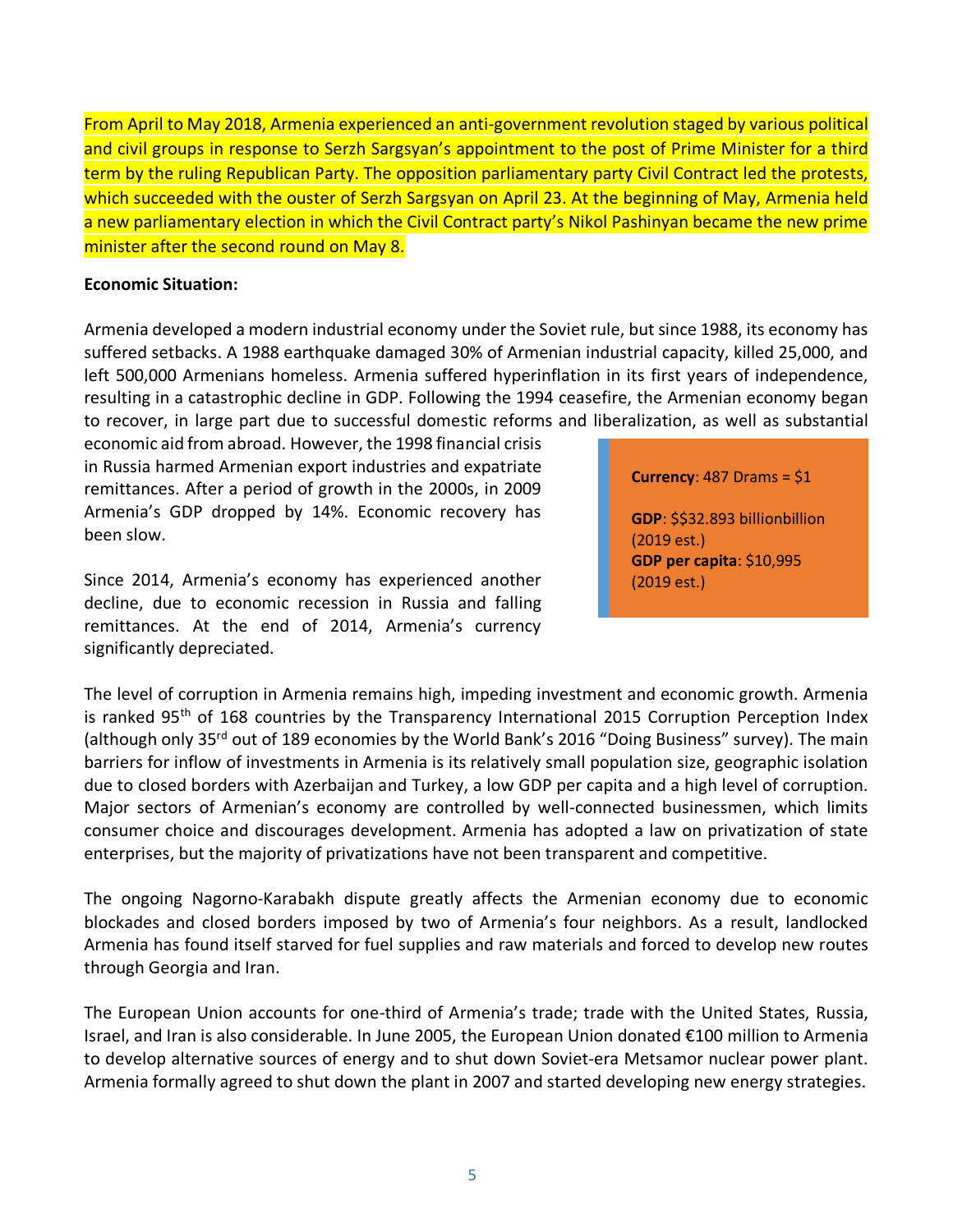From April to May 2018, Armenia experienced an anti-government revolution staged by various political and civil groups in response to Serzh Sargsyan's appointment to the post of Prime Minister for a third term by the ruling Republican Party. The opposition parliamentary party Civil Contract led the protests, which succeeded with the ouster of Serzh Sargsyan on April 23. At the beginning of May, Armenia held a new parliamentary election in which the Civil Contract party's Nikol Pashinyan became the new prime minister after the second round on May 8.

**Economic Situation:**

Armenia developed a modern industrial economy under the Soviet rule, but since 1988, its economy has suffered setbacks. A 1988 earthquake damaged 30% of Armenian industrial capacity, killed 25,000, and left 500,000 Armenians homeless. Armenia suffered hyperinflation in its first years of independence, resulting in a catastrophic decline in GDP. Following the 1994 ceasefire, the Armenian economy began to recover, in large part due to successful domestic reforms and liberalization, as well as substantial economic aid from abroad. However, the 1998 financial crisis in Russia harmed Armenian export industries and expatriate remittances. After a period of growth in the 2000s, in 2009 Armenia's GDP dropped by 14%. Economic recovery has been slow.

> **Currency**: 487 Drams = $1
>
> **GDP**: $$32.893 billionbillion (2019 est.)
> **GDP per capita**: $10,995 (2019 est.)

Since 2014, Armenia's economy has experienced another decline, due to economic recession in Russia and falling remittances. At the end of 2014, Armenia's currency significantly depreciated.

The level of corruption in Armenia remains high, impeding investment and economic growth. Armenia is ranked 95th of 168 countries by the Transparency International 2015 Corruption Perception Index (although only 35rd out of 189 economies by the World Bank's 2016 "Doing Business" survey). The main barriers for inflow of investments in Armenia is its relatively small population size, geographic isolation due to closed borders with Azerbaijan and Turkey, a low GDP per capita and a high level of corruption. Major sectors of Armenian's economy are controlled by well-connected businessmen, which limits consumer choice and discourages development. Armenia has adopted a law on privatization of state enterprises, but the majority of privatizations have not been transparent and competitive.

The ongoing Nagorno-Karabakh dispute greatly affects the Armenian economy due to economic blockades and closed borders imposed by two of Armenia's four neighbors. As a result, landlocked Armenia has found itself starved for fuel supplies and raw materials and forced to develop new routes through Georgia and Iran.

The European Union accounts for one-third of Armenia's trade; trade with the United States, Russia, Israel, and Iran is also considerable. In June 2005, the European Union donated €100 million to Armenia to develop alternative sources of energy and to shut down Soviet-era Metsamor nuclear power plant. Armenia formally agreed to shut down the plant in 2007 and started developing new energy strategies.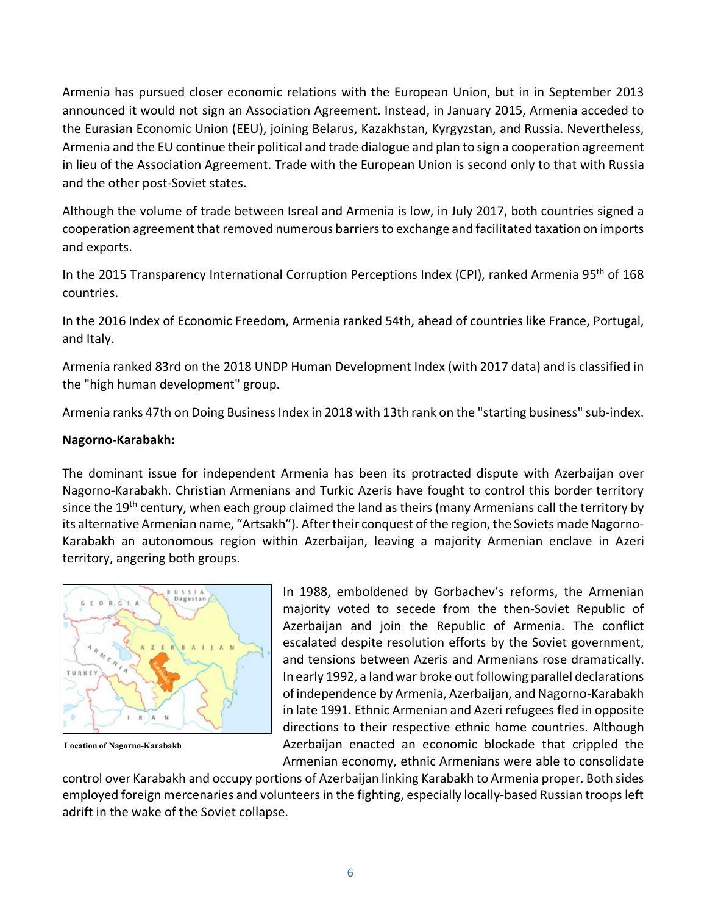Armenia has pursued closer economic relations with the European Union, but in in September 2013 announced it would not sign an Association Agreement. Instead, in January 2015, Armenia acceded to the Eurasian Economic Union (EEU), joining Belarus, Kazakhstan, Kyrgyzstan, and Russia. Nevertheless, Armenia and the EU continue their political and trade dialogue and plan to sign a cooperation agreement in lieu of the Association Agreement. Trade with the European Union is second only to that with Russia and the other post-Soviet states.

Although the volume of trade between Isreal and Armenia is low, in July 2017, both countries signed a cooperation agreement that removed numerous barriers to exchange and facilitated taxation on imports and exports.

In the 2015 Transparency International Corruption Perceptions Index (CPI), ranked Armenia 95th of 168 countries.

In the 2016 Index of Economic Freedom, Armenia ranked 54th, ahead of countries like France, Portugal, and Italy.

Armenia ranked 83rd on the 2018 UNDP Human Development Index (with 2017 data) and is classified in the "high human development" group.

Armenia ranks 47th on Doing Business Index in 2018 with 13th rank on the "starting business" sub-index.

**Nagorno-Karabakh:**

The dominant issue for independent Armenia has been its protracted dispute with Azerbaijan over Nagorno-Karabakh. Christian Armenians and Turkic Azeris have fought to control this border territory since the 19th century, when each group claimed the land as theirs (many Armenians call the territory by its alternative Armenian name, "Artsakh"). After their conquest of the region, the Soviets made Nagorno-Karabakh an autonomous region within Azerbaijan, leaving a majority Armenian enclave in Azeri territory, angering both groups.

Location of Nagorno-Karabakh

In 1988, emboldened by Gorbachev's reforms, the Armenian majority voted to secede from the then-Soviet Republic of Azerbaijan and join the Republic of Armenia. The conflict escalated despite resolution efforts by the Soviet government, and tensions between Azeris and Armenians rose dramatically. In early 1992, a land war broke out following parallel declarations of independence by Armenia, Azerbaijan, and Nagorno-Karabakh in late 1991. Ethnic Armenian and Azeri refugees fled in opposite directions to their respective ethnic home countries. Although Azerbaijan enacted an economic blockade that crippled the Armenian economy, ethnic Armenians were able to consolidate control over Karabakh and occupy portions of Azerbaijan linking Karabakh to Armenia proper. Both sides employed foreign mercenaries and volunteers in the fighting, especially locally-based Russian troops left adrift in the wake of the Soviet collapse.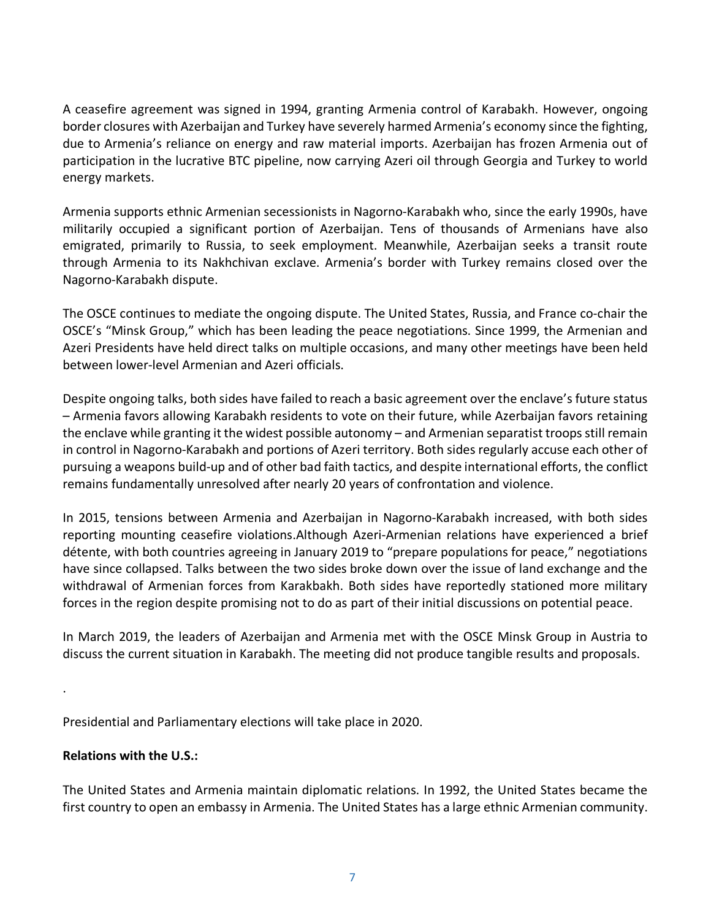A ceasefire agreement was signed in 1994, granting Armenia control of Karabakh. However, ongoing border closures with Azerbaijan and Turkey have severely harmed Armenia's economy since the fighting, due to Armenia's reliance on energy and raw material imports. Azerbaijan has frozen Armenia out of participation in the lucrative BTC pipeline, now carrying Azeri oil through Georgia and Turkey to world energy markets.

Armenia supports ethnic Armenian secessionists in Nagorno-Karabakh who, since the early 1990s, have militarily occupied a significant portion of Azerbaijan. Tens of thousands of Armenians have also emigrated, primarily to Russia, to seek employment. Meanwhile, Azerbaijan seeks a transit route through Armenia to its Nakhchivan exclave. Armenia's border with Turkey remains closed over the Nagorno-Karabakh dispute.

The OSCE continues to mediate the ongoing dispute. The United States, Russia, and France co-chair the OSCE's "Minsk Group," which has been leading the peace negotiations. Since 1999, the Armenian and Azeri Presidents have held direct talks on multiple occasions, and many other meetings have been held between lower-level Armenian and Azeri officials.

Despite ongoing talks, both sides have failed to reach a basic agreement over the enclave's future status – Armenia favors allowing Karabakh residents to vote on their future, while Azerbaijan favors retaining the enclave while granting it the widest possible autonomy – and Armenian separatist troops still remain in control in Nagorno-Karabakh and portions of Azeri territory. Both sides regularly accuse each other of pursuing a weapons build-up and of other bad faith tactics, and despite international efforts, the conflict remains fundamentally unresolved after nearly 20 years of confrontation and violence.

In 2015, tensions between Armenia and Azerbaijan in Nagorno-Karabakh increased, with both sides reporting mounting ceasefire violations.Although Azeri-Armenian relations have experienced a brief détente, with both countries agreeing in January 2019 to "prepare populations for peace," negotiations have since collapsed. Talks between the two sides broke down over the issue of land exchange and the withdrawal of Armenian forces from Karakbakh. Both sides have reportedly stationed more military forces in the region despite promising not to do as part of their initial discussions on potential peace.

In March 2019, the leaders of Azerbaijan and Armenia met with the OSCE Minsk Group in Austria to discuss the current situation in Karabakh. The meeting did not produce tangible results and proposals.

.

Presidential and Parliamentary elections will take place in 2020.

**Relations with the U.S.:**

The United States and Armenia maintain diplomatic relations. In 1992, the United States became the first country to open an embassy in Armenia. The United States has a large ethnic Armenian community.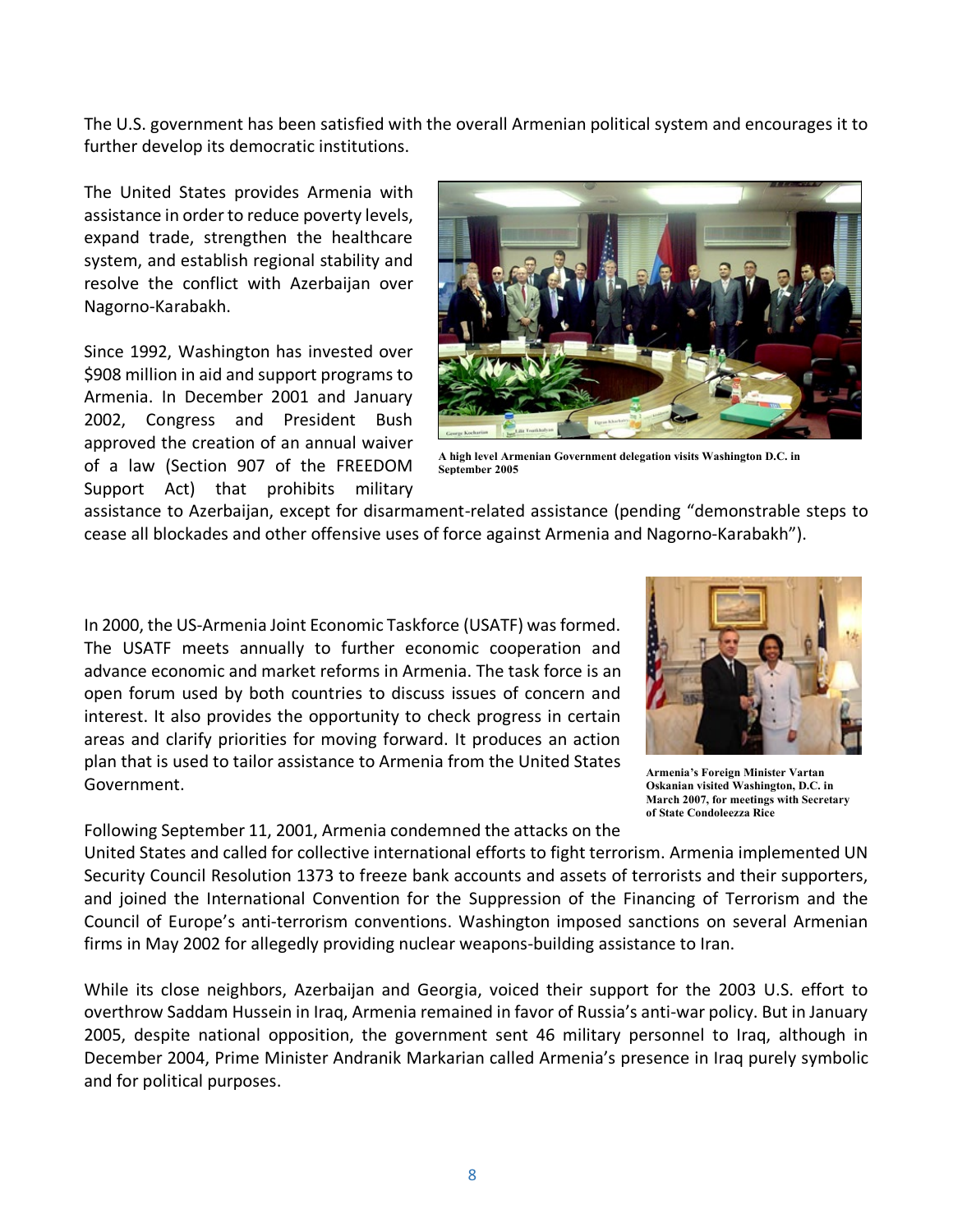The U.S. government has been satisfied with the overall Armenian political system and encourages it to further develop its democratic institutions.

The United States provides Armenia with assistance in order to reduce poverty levels, expand trade, strengthen the healthcare system, and establish regional stability and resolve the conflict with Azerbaijan over Nagorno-Karabakh.

A high level Armenian Government delegation visits Washington D.C. in September 2005

Since 1992, Washington has invested over $908 million in aid and support programs to Armenia. In December 2001 and January 2002, Congress and President Bush approved the creation of an annual waiver of a law (Section 907 of the FREEDOM Support Act) that prohibits military assistance to Azerbaijan, except for disarmament-related assistance (pending "demonstrable steps to cease all blockades and other offensive uses of force against Armenia and Nagorno-Karabakh").

In 2000, the US-Armenia Joint Economic Taskforce (USATF) was formed. The USATF meets annually to further economic cooperation and advance economic and market reforms in Armenia. The task force is an open forum used by both countries to discuss issues of concern and interest. It also provides the opportunity to check progress in certain areas and clarify priorities for moving forward. It produces an action plan that is used to tailor assistance to Armenia from the United States Government.

Armenia's Foreign Minister Vartan Oskanian visited Washington, D.C. in March 2007, for meetings with Secretary of State Condoleezza Rice

Following September 11, 2001, Armenia condemned the attacks on the United States and called for collective international efforts to fight terrorism. Armenia implemented UN Security Council Resolution 1373 to freeze bank accounts and assets of terrorists and their supporters, and joined the International Convention for the Suppression of the Financing of Terrorism and the Council of Europe's anti-terrorism conventions. Washington imposed sanctions on several Armenian firms in May 2002 for allegedly providing nuclear weapons-building assistance to Iran.

While its close neighbors, Azerbaijan and Georgia, voiced their support for the 2003 U.S. effort to overthrow Saddam Hussein in Iraq, Armenia remained in favor of Russia's anti-war policy. But in January 2005, despite national opposition, the government sent 46 military personnel to Iraq, although in December 2004, Prime Minister Andranik Markarian called Armenia's presence in Iraq purely symbolic and for political purposes.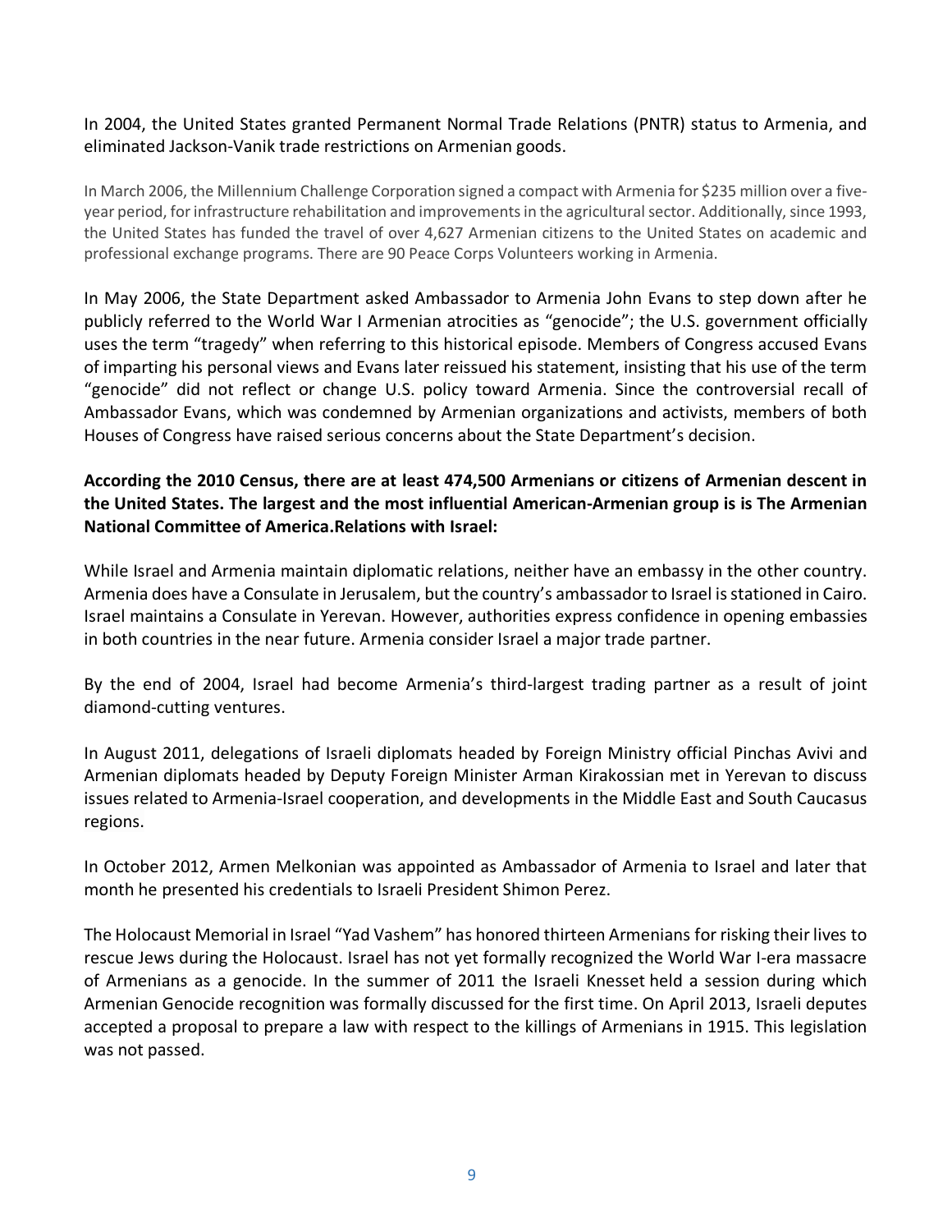In 2004, the United States granted Permanent Normal Trade Relations (PNTR) status to Armenia, and eliminated Jackson-Vanik trade restrictions on Armenian goods.

In March 2006, the Millennium Challenge Corporation signed a compact with Armenia for $235 million over a five-year period, for infrastructure rehabilitation and improvements in the agricultural sector. Additionally, since 1993, the United States has funded the travel of over 4,627 Armenian citizens to the United States on academic and professional exchange programs. There are 90 Peace Corps Volunteers working in Armenia.

In May 2006, the State Department asked Ambassador to Armenia John Evans to step down after he publicly referred to the World War I Armenian atrocities as "genocide"; the U.S. government officially uses the term "tragedy" when referring to this historical episode. Members of Congress accused Evans of imparting his personal views and Evans later reissued his statement, insisting that his use of the term "genocide" did not reflect or change U.S. policy toward Armenia. Since the controversial recall of Ambassador Evans, which was condemned by Armenian organizations and activists, members of both Houses of Congress have raised serious concerns about the State Department's decision.

**According the 2010 Census, there are at least 474,500 Armenians or citizens of Armenian descent in the United States. The largest and the most influential American-Armenian group is is The Armenian National Committee of America.Relations with Israel:**

While Israel and Armenia maintain diplomatic relations, neither have an embassy in the other country. Armenia does have a Consulate in Jerusalem, but the country's ambassador to Israel is stationed in Cairo. Israel maintains a Consulate in Yerevan. However, authorities express confidence in opening embassies in both countries in the near future. Armenia consider Israel a major trade partner.

By the end of 2004, Israel had become Armenia's third-largest trading partner as a result of joint diamond-cutting ventures.

In August 2011, delegations of Israeli diplomats headed by Foreign Ministry official Pinchas Avivi and Armenian diplomats headed by Deputy Foreign Minister Arman Kirakossian met in Yerevan to discuss issues related to Armenia-Israel cooperation, and developments in the Middle East and South Caucasus regions.

In October 2012, Armen Melkonian was appointed as Ambassador of Armenia to Israel and later that month he presented his credentials to Israeli President Shimon Perez.

The Holocaust Memorial in Israel "Yad Vashem" has honored thirteen Armenians for risking their lives to rescue Jews during the Holocaust. Israel has not yet formally recognized the World War I-era massacre of Armenians as a genocide. In the summer of 2011 the Israeli Knesset held a session during which Armenian Genocide recognition was formally discussed for the first time. On April 2013, Israeli deputes accepted a proposal to prepare a law with respect to the killings of Armenians in 1915. This legislation was not passed.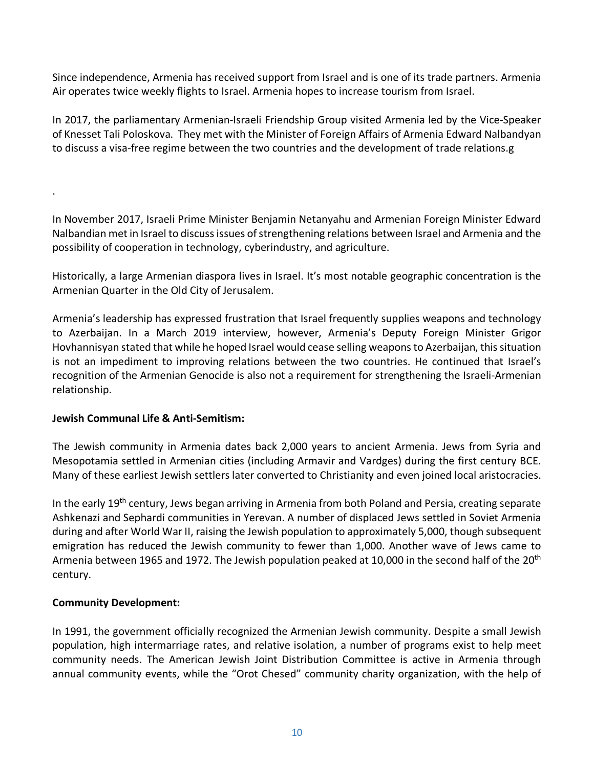Since independence, Armenia has received support from Israel and is one of its trade partners. Armenia Air operates twice weekly flights to Israel. Armenia hopes to increase tourism from Israel.

In 2017, the parliamentary Armenian-Israeli Friendship Group visited Armenia led by the Vice-Speaker of Knesset Tali Poloskova. They met with the Minister of Foreign Affairs of Armenia Edward Nalbandyan to discuss a visa-free regime between the two countries and the development of trade relations.g

.

In November 2017, Israeli Prime Minister Benjamin Netanyahu and Armenian Foreign Minister Edward Nalbandian met in Israel to discuss issues of strengthening relations between Israel and Armenia and the possibility of cooperation in technology, cyberindustry, and agriculture.

Historically, a large Armenian diaspora lives in Israel. It's most notable geographic concentration is the Armenian Quarter in the Old City of Jerusalem.

Armenia's leadership has expressed frustration that Israel frequently supplies weapons and technology to Azerbaijan. In a March 2019 interview, however, Armenia's Deputy Foreign Minister Grigor Hovhannisyan stated that while he hoped Israel would cease selling weapons to Azerbaijan, this situation is not an impediment to improving relations between the two countries. He continued that Israel's recognition of the Armenian Genocide is also not a requirement for strengthening the Israeli-Armenian relationship.

**Jewish Communal Life & Anti-Semitism:**

The Jewish community in Armenia dates back 2,000 years to ancient Armenia. Jews from Syria and Mesopotamia settled in Armenian cities (including Armavir and Vardges) during the first century BCE. Many of these earliest Jewish settlers later converted to Christianity and even joined local aristocracies.

In the early 19th century, Jews began arriving in Armenia from both Poland and Persia, creating separate Ashkenazi and Sephardi communities in Yerevan. A number of displaced Jews settled in Soviet Armenia during and after World War II, raising the Jewish population to approximately 5,000, though subsequent emigration has reduced the Jewish community to fewer than 1,000. Another wave of Jews came to Armenia between 1965 and 1972. The Jewish population peaked at 10,000 in the second half of the 20th century.

**Community Development:**

In 1991, the government officially recognized the Armenian Jewish community. Despite a small Jewish population, high intermarriage rates, and relative isolation, a number of programs exist to help meet community needs. The American Jewish Joint Distribution Committee is active in Armenia through annual community events, while the "Orot Chesed" community charity organization, with the help of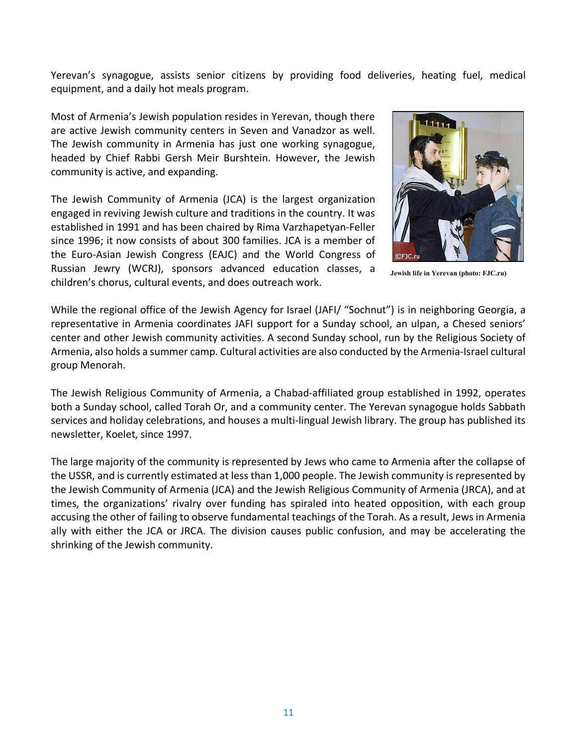Yerevan's synagogue, assists senior citizens by providing food deliveries, heating fuel, medical equipment, and a daily hot meals program.

Most of Armenia's Jewish population resides in Yerevan, though there are active Jewish community centers in Seven and Vanadzor as well. The Jewish community in Armenia has just one working synagogue, headed by Chief Rabbi Gersh Meir Burshtein. However, the Jewish community is active, and expanding.

The Jewish Community of Armenia (JCA) is the largest organization engaged in reviving Jewish culture and traditions in the country. It was established in 1991 and has been chaired by Rima Varzhapetyan-Feller since 1996; it now consists of about 300 families. JCA is a member of the Euro-Asian Jewish Congress (EAJC) and the World Congress of Russian Jewry (WCRJ), sponsors advanced education classes, a children's chorus, cultural events, and does outreach work.

Jewish life in Yerevan (photo: FJC.ru)

While the regional office of the Jewish Agency for Israel (JAFI/ "Sochnut") is in neighboring Georgia, a representative in Armenia coordinates JAFI support for a Sunday school, an ulpan, a Chesed seniors' center and other Jewish community activities. A second Sunday school, run by the Religious Society of Armenia, also holds a summer camp. Cultural activities are also conducted by the Armenia-Israel cultural group Menorah.

The Jewish Religious Community of Armenia, a Chabad-affiliated group established in 1992, operates both a Sunday school, called Torah Or, and a community center. The Yerevan synagogue holds Sabbath services and holiday celebrations, and houses a multi-lingual Jewish library. The group has published its newsletter, Koelet, since 1997.

The large majority of the community is represented by Jews who came to Armenia after the collapse of the USSR, and is currently estimated at less than 1,000 people. The Jewish community is represented by the Jewish Community of Armenia (JCA) and the Jewish Religious Community of Armenia (JRCA), and at times, the organizations' rivalry over funding has spiraled into heated opposition, with each group accusing the other of failing to observe fundamental teachings of the Torah. As a result, Jews in Armenia ally with either the JCA or JRCA. The division causes public confusion, and may be accelerating the shrinking of the Jewish community.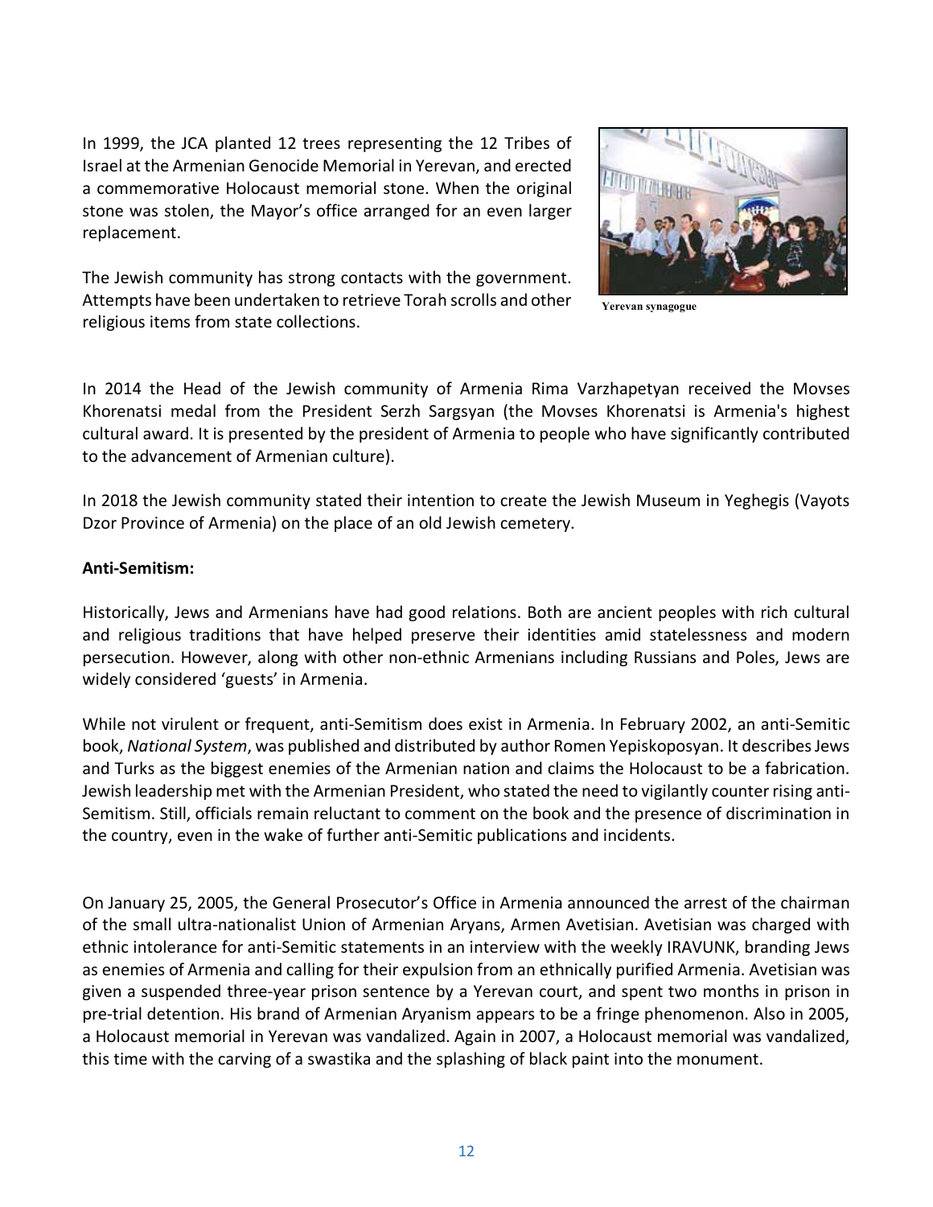In 1999, the JCA planted 12 trees representing the 12 Tribes of Israel at the Armenian Genocide Memorial in Yerevan, and erected a commemorative Holocaust memorial stone. When the original stone was stolen, the Mayor's office arranged for an even larger replacement.

The Jewish community has strong contacts with the government. Attempts have been undertaken to retrieve Torah scrolls and other religious items from state collections.

Yerevan synagogue

In 2014 the Head of the Jewish community of Armenia Rima Varzhapetyan received the Movses Khorenatsi medal from the President Serzh Sargsyan (the Movses Khorenatsi is Armenia's highest cultural award. It is presented by the president of Armenia to people who have significantly contributed to the advancement of Armenian culture).

In 2018 the Jewish community stated their intention to create the Jewish Museum in Yeghegis (Vayots Dzor Province of Armenia) on the place of an old Jewish cemetery.

**Anti-Semitism:**

Historically, Jews and Armenians have had good relations. Both are ancient peoples with rich cultural and religious traditions that have helped preserve their identities amid statelessness and modern persecution. However, along with other non-ethnic Armenians including Russians and Poles, Jews are widely considered 'guests' in Armenia.

While not virulent or frequent, anti-Semitism does exist in Armenia. In February 2002, an anti-Semitic book, *National System*, was published and distributed by author Romen Yepiskoposyan. It describes Jews and Turks as the biggest enemies of the Armenian nation and claims the Holocaust to be a fabrication. Jewish leadership met with the Armenian President, who stated the need to vigilantly counter rising anti-Semitism. Still, officials remain reluctant to comment on the book and the presence of discrimination in the country, even in the wake of further anti-Semitic publications and incidents.

On January 25, 2005, the General Prosecutor's Office in Armenia announced the arrest of the chairman of the small ultra-nationalist Union of Armenian Aryans, Armen Avetisian. Avetisian was charged with ethnic intolerance for anti-Semitic statements in an interview with the weekly IRAVUNK, branding Jews as enemies of Armenia and calling for their expulsion from an ethnically purified Armenia. Avetisian was given a suspended three-year prison sentence by a Yerevan court, and spent two months in prison in pre-trial detention. His brand of Armenian Aryanism appears to be a fringe phenomenon. Also in 2005, a Holocaust memorial in Yerevan was vandalized. Again in 2007, a Holocaust memorial was vandalized, this time with the carving of a swastika and the splashing of black paint into the monument.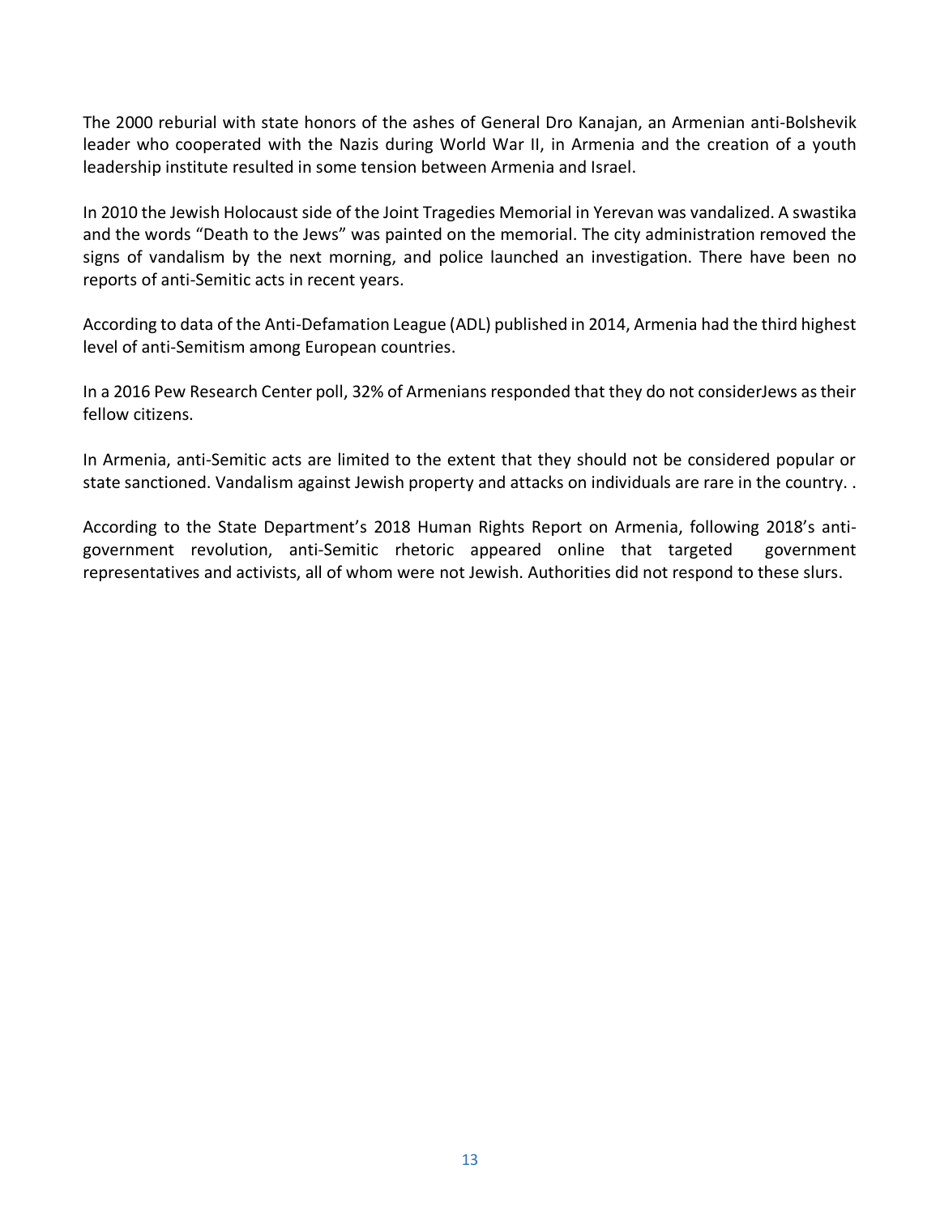The 2000 reburial with state honors of the ashes of General Dro Kanajan, an Armenian anti-Bolshevik leader who cooperated with the Nazis during World War II, in Armenia and the creation of a youth leadership institute resulted in some tension between Armenia and Israel.

In 2010 the Jewish Holocaust side of the Joint Tragedies Memorial in Yerevan was vandalized. A swastika and the words "Death to the Jews" was painted on the memorial. The city administration removed the signs of vandalism by the next morning, and police launched an investigation. There have been no reports of anti-Semitic acts in recent years.

According to data of the Anti-Defamation League (ADL) published in 2014, Armenia had the third highest level of anti-Semitism among European countries.

In a 2016 Pew Research Center poll, 32% of Armenians responded that they do not considerJews as their fellow citizens.

In Armenia, anti-Semitic acts are limited to the extent that they should not be considered popular or state sanctioned. Vandalism against Jewish property and attacks on individuals are rare in the country. .

According to the State Department's 2018 Human Rights Report on Armenia, following 2018's anti-government revolution, anti-Semitic rhetoric appeared online that targeted government representatives and activists, all of whom were not Jewish. Authorities did not respond to these slurs.